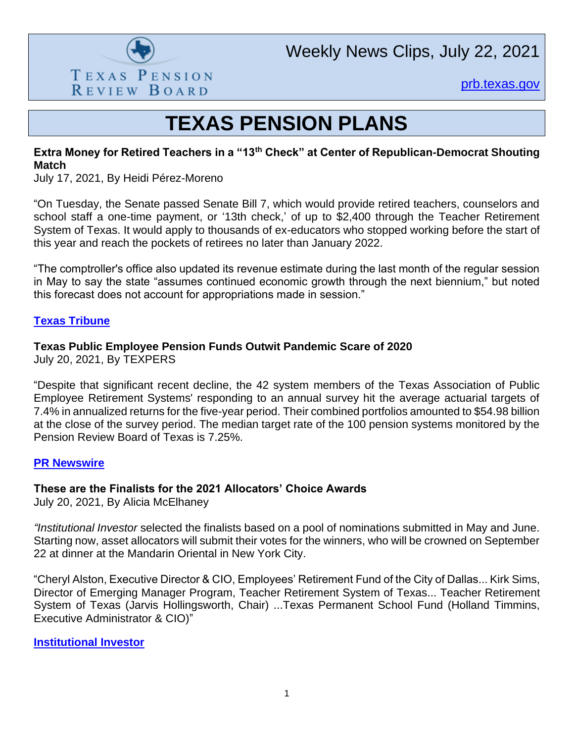Texas Pension Review Board

Weekly News Clips, July 22, 2021

prb.texas.gov

# TEXAS PENSION PLANS

**Extra Money for Retired Teachers in a "13th Check" at Center of Republican-Democrat Shouting Match**
July 17, 2021, By Heidi Pérez-Moreno

"On Tuesday, the Senate passed Senate Bill 7, which would provide retired teachers, counselors and school staff a one-time payment, or '13th check,' of up to $2,400 through the Teacher Retirement System of Texas. It would apply to thousands of ex-educators who stopped working before the start of this year and reach the pockets of retirees no later than January 2022.

"The comptroller's office also updated its revenue estimate during the last month of the regular session in May to say the state "assumes continued economic growth through the next biennium," but noted this forecast does not account for appropriations made in session."

**Texas Tribune**

**Texas Public Employee Pension Funds Outwit Pandemic Scare of 2020**
July 20, 2021, By TEXPERS

"Despite that significant recent decline, the 42 system members of the Texas Association of Public Employee Retirement Systems' responding to an annual survey hit the average actuarial targets of 7.4% in annualized returns for the five-year period. Their combined portfolios amounted to $54.98 billion at the close of the survey period. The median target rate of the 100 pension systems monitored by the Pension Review Board of Texas is 7.25%.

**PR Newswire**

**These are the Finalists for the 2021 Allocators' Choice Awards**
July 20, 2021, By Alicia McElhaney

"*Institutional Investor* selected the finalists based on a pool of nominations submitted in May and June. Starting now, asset allocators will submit their votes for the winners, who will be crowned on September 22 at dinner at the Mandarin Oriental in New York City.

"Cheryl Alston, Executive Director & CIO, Employees' Retirement Fund of the City of Dallas... Kirk Sims, Director of Emerging Manager Program, Teacher Retirement System of Texas... Teacher Retirement System of Texas (Jarvis Hollingsworth, Chair) ...Texas Permanent School Fund (Holland Timmins, Executive Administrator & CIO)"

**Institutional Investor**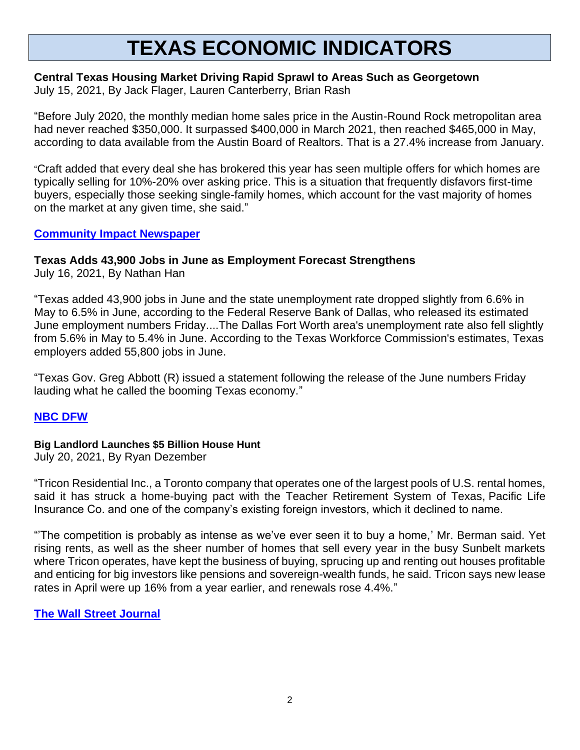# TEXAS ECONOMIC INDICATORS

**Central Texas Housing Market Driving Rapid Sprawl to Areas Such as Georgetown**
July 15, 2021, By Jack Flager, Lauren Canterberry, Brian Rash

"Before July 2020, the monthly median home sales price in the Austin-Round Rock metropolitan area had never reached $350,000. It surpassed $400,000 in March 2021, then reached $465,000 in May, according to data available from the Austin Board of Realtors. That is a 27.4% increase from January.

"Craft added that every deal she has brokered this year has seen multiple offers for which homes are typically selling for 10%-20% over asking price. This is a situation that frequently disfavors first-time buyers, especially those seeking single-family homes, which account for the vast majority of homes on the market at any given time, she said."

**Community Impact Newspaper**

**Texas Adds 43,900 Jobs in June as Employment Forecast Strengthens**
July 16, 2021, By Nathan Han

"Texas added 43,900 jobs in June and the state unemployment rate dropped slightly from 6.6% in May to 6.5% in June, according to the Federal Reserve Bank of Dallas, who released its estimated June employment numbers Friday....The Dallas Fort Worth area's unemployment rate also fell slightly from 5.6% in May to 5.4% in June. According to the Texas Workforce Commission's estimates, Texas employers added 55,800 jobs in June.

"Texas Gov. Greg Abbott (R) issued a statement following the release of the June numbers Friday lauding what he called the booming Texas economy."

**NBC DFW**

**Big Landlord Launches $5 Billion House Hunt**
July 20, 2021, By Ryan Dezember

"Tricon Residential Inc., a Toronto company that operates one of the largest pools of U.S. rental homes, said it has struck a home-buying pact with the Teacher Retirement System of Texas, Pacific Life Insurance Co. and one of the company's existing foreign investors, which it declined to name.

"'The competition is probably as intense as we've ever seen it to buy a home,' Mr. Berman said. Yet rising rents, as well as the sheer number of homes that sell every year in the busy Sunbelt markets where Tricon operates, have kept the business of buying, sprucing up and renting out houses profitable and enticing for big investors like pensions and sovereign-wealth funds, he said. Tricon says new lease rates in April were up 16% from a year earlier, and renewals rose 4.4%."

**The Wall Street Journal**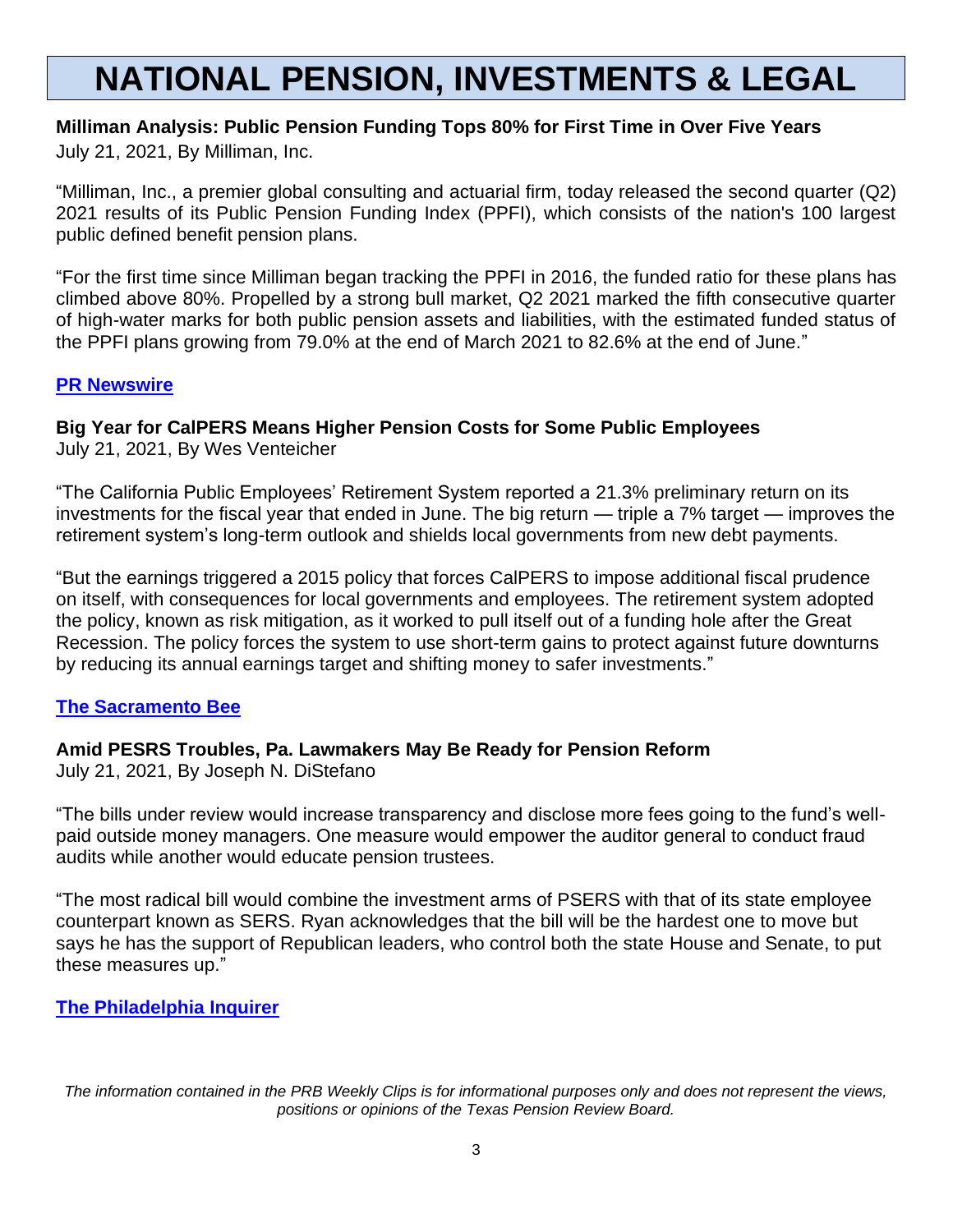# NATIONAL PENSION, INVESTMENTS & LEGAL

**Milliman Analysis: Public Pension Funding Tops 80% for First Time in Over Five Years**
July 21, 2021, By Milliman, Inc.

"Milliman, Inc., a premier global consulting and actuarial firm, today released the second quarter (Q2) 2021 results of its Public Pension Funding Index (PPFI), which consists of the nation's 100 largest public defined benefit pension plans.

"For the first time since Milliman began tracking the PPFI in 2016, the funded ratio for these plans has climbed above 80%. Propelled by a strong bull market, Q2 2021 marked the fifth consecutive quarter of high-water marks for both public pension assets and liabilities, with the estimated funded status of the PPFI plans growing from 79.0% at the end of March 2021 to 82.6% at the end of June."

**PR Newswire**

**Big Year for CalPERS Means Higher Pension Costs for Some Public Employees**
July 21, 2021, By Wes Venteicher

"The California Public Employees' Retirement System reported a 21.3% preliminary return on its investments for the fiscal year that ended in June. The big return — triple a 7% target — improves the retirement system's long-term outlook and shields local governments from new debt payments.

"But the earnings triggered a 2015 policy that forces CalPERS to impose additional fiscal prudence on itself, with consequences for local governments and employees. The retirement system adopted the policy, known as risk mitigation, as it worked to pull itself out of a funding hole after the Great Recession. The policy forces the system to use short-term gains to protect against future downturns by reducing its annual earnings target and shifting money to safer investments."

**The Sacramento Bee**

**Amid PESRS Troubles, Pa. Lawmakers May Be Ready for Pension Reform**
July 21, 2021, By Joseph N. DiStefano

"The bills under review would increase transparency and disclose more fees going to the fund's well-paid outside money managers. One measure would empower the auditor general to conduct fraud audits while another would educate pension trustees.

"The most radical bill would combine the investment arms of PSERS with that of its state employee counterpart known as SERS. Ryan acknowledges that the bill will be the hardest one to move but says he has the support of Republican leaders, who control both the state House and Senate, to put these measures up."

**The Philadelphia Inquirer**

*The information contained in the PRB Weekly Clips is for informational purposes only and does not represent the views, positions or opinions of the Texas Pension Review Board.*